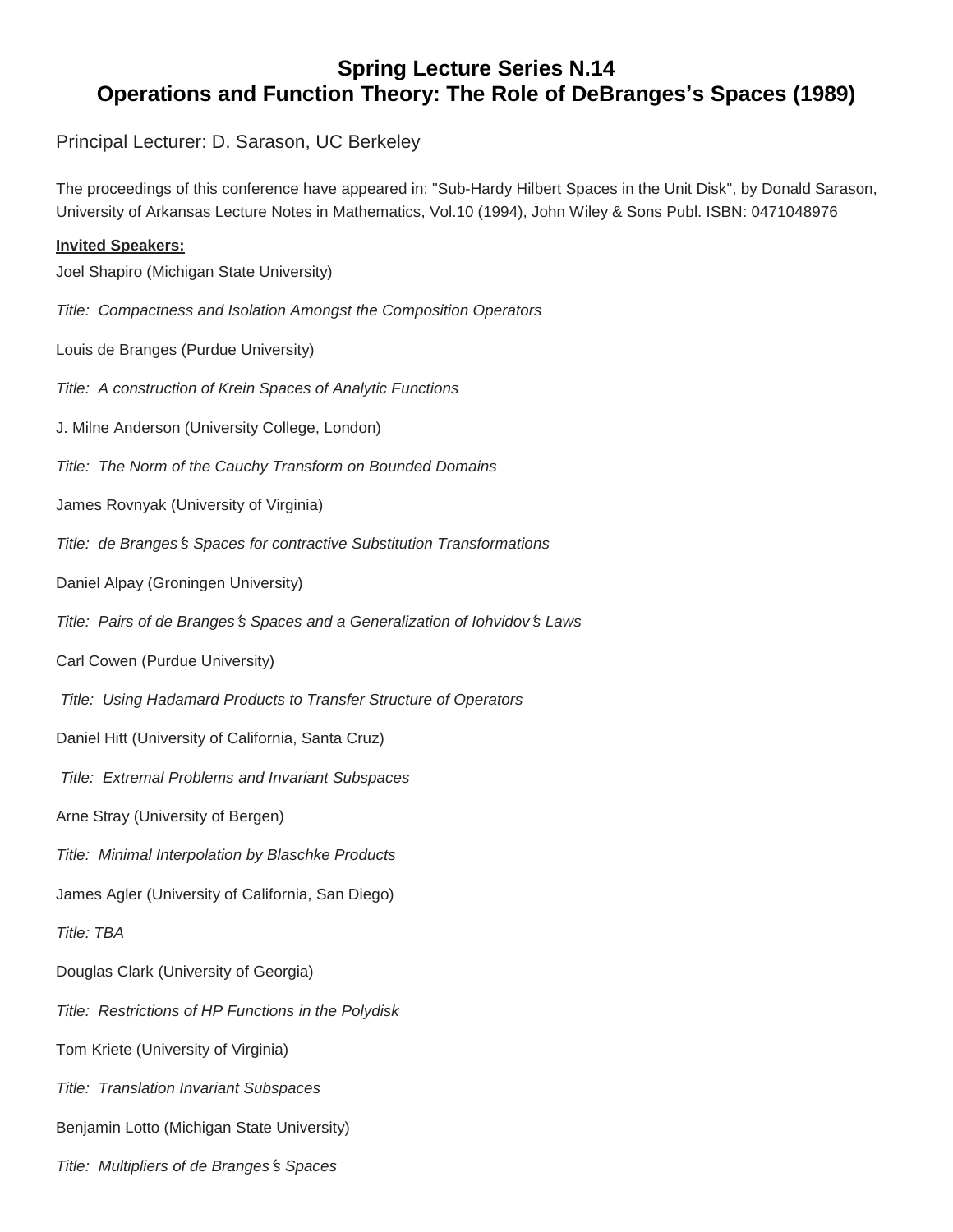# Spring Lecture Series N.14
# Operations and Function Theory: The Role of DeBranges's Spaces (1989)

Principal Lecturer: D. Sarason, UC Berkeley

The proceedings of this conference have appeared in: "Sub-Hardy Hilbert Spaces in the Unit Disk", by Donald Sarason, University of Arkansas Lecture Notes in Mathematics, Vol.10 (1994), John Wiley & Sons Publ. ISBN: 0471048976

**Invited Speakers:**

Joel Shapiro (Michigan State University)

*Title: Compactness and Isolation Amongst the Composition Operators*

Louis de Branges (Purdue University)

*Title: A construction of Krein Spaces of Analytic Functions*

J. Milne Anderson (University College, London)

*Title: The Norm of the Cauchy Transform on Bounded Domains*

James Rovnyak (University of Virginia)

*Title: de Branges's Spaces for contractive Substitution Transformations*

Daniel Alpay (Groningen University)

*Title: Pairs of de Branges's Spaces and a Generalization of Iohvidov's Laws*

Carl Cowen (Purdue University)

*Title: Using Hadamard Products to Transfer Structure of Operators*

Daniel Hitt (University of California, Santa Cruz)

*Title: Extremal Problems and Invariant Subspaces*

Arne Stray (University of Bergen)

*Title: Minimal Interpolation by Blaschke Products*

James Agler (University of California, San Diego)

*Title: TBA*

Douglas Clark (University of Georgia)

*Title: Restrictions of HP Functions in the Polydisk*

Tom Kriete (University of Virginia)

*Title: Translation Invariant Subspaces*

Benjamin Lotto (Michigan State University)

*Title: Multipliers of de Branges's Spaces*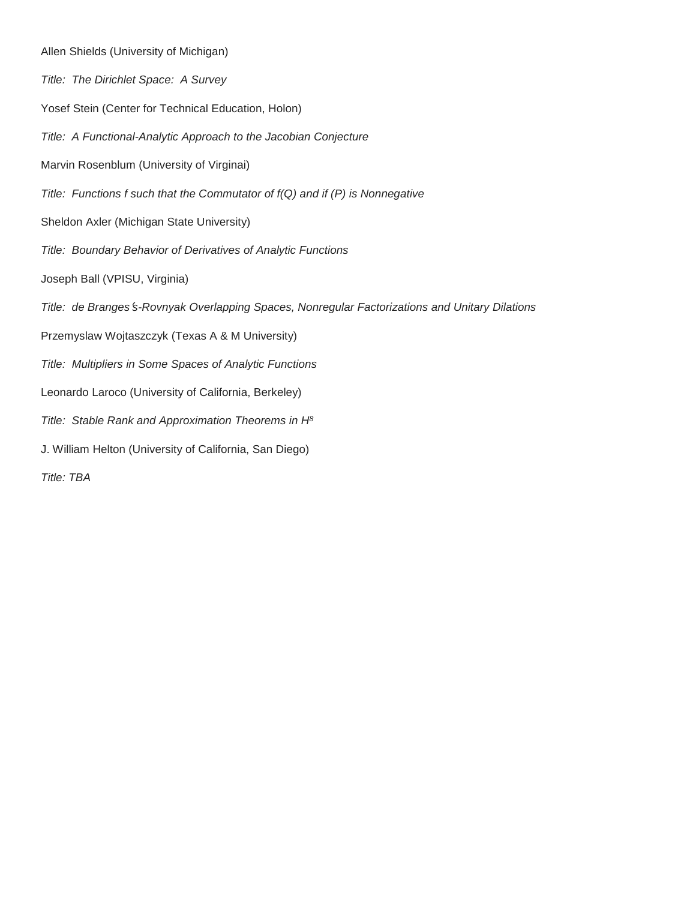Allen Shields (University of Michigan)

*Title: The Dirichlet Space: A Survey*

Yosef Stein (Center for Technical Education, Holon)

*Title: A Functional-Analytic Approach to the Jacobian Conjecture*

Marvin Rosenblum (University of Virginai)

*Title: Functions f such that the Commutator of f(Q) and if (P) is Nonnegative*

Sheldon Axler (Michigan State University)

*Title: Boundary Behavior of Derivatives of Analytic Functions*

Joseph Ball (VPISU, Virginia)

*Title: de Branges's-Rovnyak Overlapping Spaces, Nonregular Factorizations and Unitary Dilations*

Przemyslaw Wojtaszczyk (Texas A & M University)

*Title: Multipliers in Some Spaces of Analytic Functions*

Leonardo Laroco (University of California, Berkeley)

*Title: Stable Rank and Approximation Theorems in $H^8$*

J. William Helton (University of California, San Diego)

*Title: TBA*